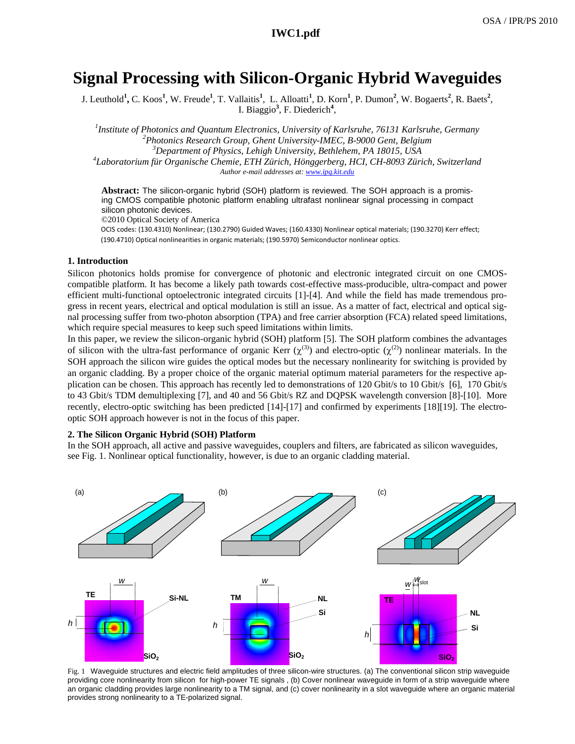# Signal Processing with Silicon-Organic Hybrid Waveguides

J. Leuthold[1], C. Koos[1], W. Freude[1], T. Vallaitis[1], L. Alloatti[1], D. Korn[1], P. Dumon[2], W. Bogaerts[2], R. Baets[2], I. Biaggio[3], F. Diederich[4],

[1]*Institute of Photonics and Quantum Electronics, University of Karlsruhe, 76131 Karlsruhe, Germany*
[2]*Photonics Research Group, Ghent University-IMEC, B-9000 Gent, Belgium*
[3]*Department of Physics, Lehigh University, Bethlehem, PA 18015, USA*
[4]*Laboratorium für Organische Chemie, ETH Zürich, Hönggerberg, HCI, CH-8093 Zürich, Switzerland*
*Author e-mail addresses at: www.ipq.kit.edu*

**Abstract:** The silicon-organic hybrid (SOH) platform is reviewed. The SOH approach is a promising CMOS compatible photonic platform enabling ultrafast nonlinear signal processing in compact silicon photonic devices.
©2010 Optical Society of America
OCIS codes: (130.4310) Nonlinear; (130.2790) Guided Waves; (160.4330) Nonlinear optical materials; (190.3270) Kerr effect; (190.4710) Optical nonlinearities in organic materials; (190.5970) Semiconductor nonlinear optics.

## 1. Introduction

Silicon photonics holds promise for convergence of photonic and electronic integrated circuit on one CMOS-compatible platform. It has become a likely path towards cost-effective mass-producible, ultra-compact and power efficient multi-functional optoelectronic integrated circuits [1]-[4]. And while the field has made tremendous progress in recent years, electrical and optical modulation is still an issue. As a matter of fact, electrical and optical signal processing suffer from two-photon absorption (TPA) and free carrier absorption (FCA) related speed limitations, which require special measures to keep such speed limitations within limits.

In this paper, we review the silicon-organic hybrid (SOH) platform [5]. The SOH platform combines the advantages of silicon with the ultra-fast performance of organic Kerr ($\chi^{(3)}$) and electro-optic ($\chi^{(2)}$) nonlinear materials. In the SOH approach the silicon wire guides the optical modes but the necessary nonlinearity for switching is provided by an organic cladding. By a proper choice of the organic material optimum material parameters for the respective application can be chosen. This approach has recently led to demonstrations of 120 Gbit/s to 10 Gbit/s [6], 170 Gbit/s to 43 Gbit/s TDM demultiplexing [7], and 40 and 56 Gbit/s RZ and DQPSK wavelength conversion [8]-[10]. More recently, electro-optic switching has been predicted [14]-[17] and confirmed by experiments [18][19]. The electro-optic SOH approach however is not in the focus of this paper.

## 2. The Silicon Organic Hybrid (SOH) Platform

In the SOH approach, all active and passive waveguides, couplers and filters, are fabricated as silicon waveguides, see Fig. 1. Nonlinear optical functionality, however, is due to an organic cladding material.

Fig. 1 Waveguide structures and electric field amplitudes of three silicon-wire structures. (a) The conventional silicon strip waveguide providing core nonlinearity from silicon for high-power TE signals , (b) Cover nonlinear waveguide in form of a strip waveguide where an organic cladding provides large nonlinearity to a TM signal, and (c) cover nonlinearity in a slot waveguide where an organic material provides strong nonlinearity to a TE-polarized signal.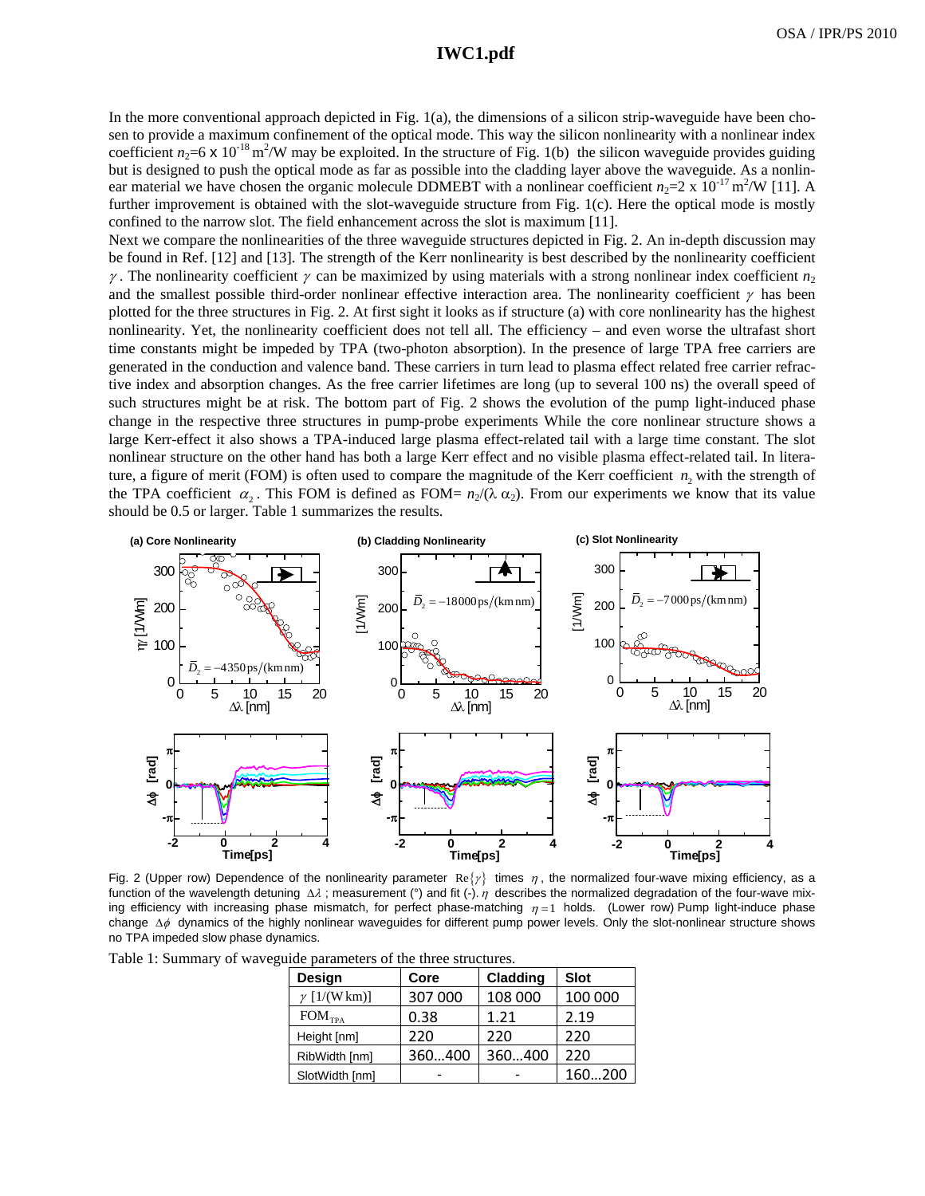In the more conventional approach depicted in Fig. 1(a), the dimensions of a silicon strip-waveguide have been chosen to provide a maximum confinement of the optical mode. This way the silicon nonlinearity with a nonlinear index coefficient $n_2$=6 x $10^{-18}$ $m^2$/W may be exploited. In the structure of Fig. 1(b) the silicon waveguide provides guiding but is designed to push the optical mode as far as possible into the cladding layer above the waveguide. As a nonlinear material we have chosen the organic molecule DDMEBT with a nonlinear coefficient $n_2$=2 x $10^{-17}$ $m^2$/W [11]. A further improvement is obtained with the slot-waveguide structure from Fig. 1(c). Here the optical mode is mostly confined to the narrow slot. The field enhancement across the slot is maximum [11].

Next we compare the nonlinearities of the three waveguide structures depicted in Fig. 2. An in-depth discussion may be found in Ref. [12] and [13]. The strength of the Kerr nonlinearity is best described by the nonlinearity coefficient $\gamma$. The nonlinearity coefficient $\gamma$ can be maximized by using materials with a strong nonlinear index coefficient $n_2$ and the smallest possible third-order nonlinear effective interaction area. The nonlinearity coefficient $\gamma$ has been plotted for the three structures in Fig. 2. At first sight it looks as if structure (a) with core nonlinearity has the highest nonlinearity. Yet, the nonlinearity coefficient does not tell all. The efficiency – and even worse the ultrafast short time constants might be impeded by TPA (two-photon absorption). In the presence of large TPA free carriers are generated in the conduction and valence band. These carriers in turn lead to plasma effect related free carrier refractive index and absorption changes. As the free carrier lifetimes are long (up to several 100 ns) the overall speed of such structures might be at risk. The bottom part of Fig. 2 shows the evolution of the pump light-induced phase change in the respective three structures in pump-probe experiments While the core nonlinear structure shows a large Kerr-effect it also shows a TPA-induced large plasma effect-related tail with a large time constant. The slot nonlinear structure on the other hand has both a large Kerr effect and no visible plasma effect-related tail. In literature, a figure of merit (FOM) is often used to compare the magnitude of the Kerr coefficient $n_2$ with the strength of the TPA coefficient $\alpha_2$. This FOM is defined as FOM= $n_2/(\lambda\ \alpha_2)$. From our experiments we know that its value should be 0.5 or larger. Table 1 summarizes the results.

Fig. 2 (Upper row) Dependence of the nonlinearity parameter $\mathrm{Re}\{\gamma\}$ times $\eta$, the normalized four-wave mixing efficiency, as a function of the wavelength detuning $\Delta\lambda$; measurement (°) and fit (-). $\eta$ describes the normalized degradation of the four-wave mixing efficiency with increasing phase mismatch, for perfect phase-matching $\eta = 1$ holds. (Lower row) Pump light-induce phase change $\Delta\phi$ dynamics of the highly nonlinear waveguides for different pump power levels. Only the slot-nonlinear structure shows no TPA impeded slow phase dynamics.

Table 1: Summary of waveguide parameters of the three structures.

| Design | Core | Cladding | Slot |
|---|---|---|---|
| $\gamma$ [1/(W km)] | 307 000 | 108 000 | 100 000 |
| $\mathrm{FOM}_{\mathrm{TPA}}$ | 0.38 | 1.21 | 2.19 |
| Height [nm] | 220 | 220 | 220 |
| RibWidth [nm] | 360…400 | 360…400 | 220 |
| SlotWidth [nm] | - | - | 160…200 |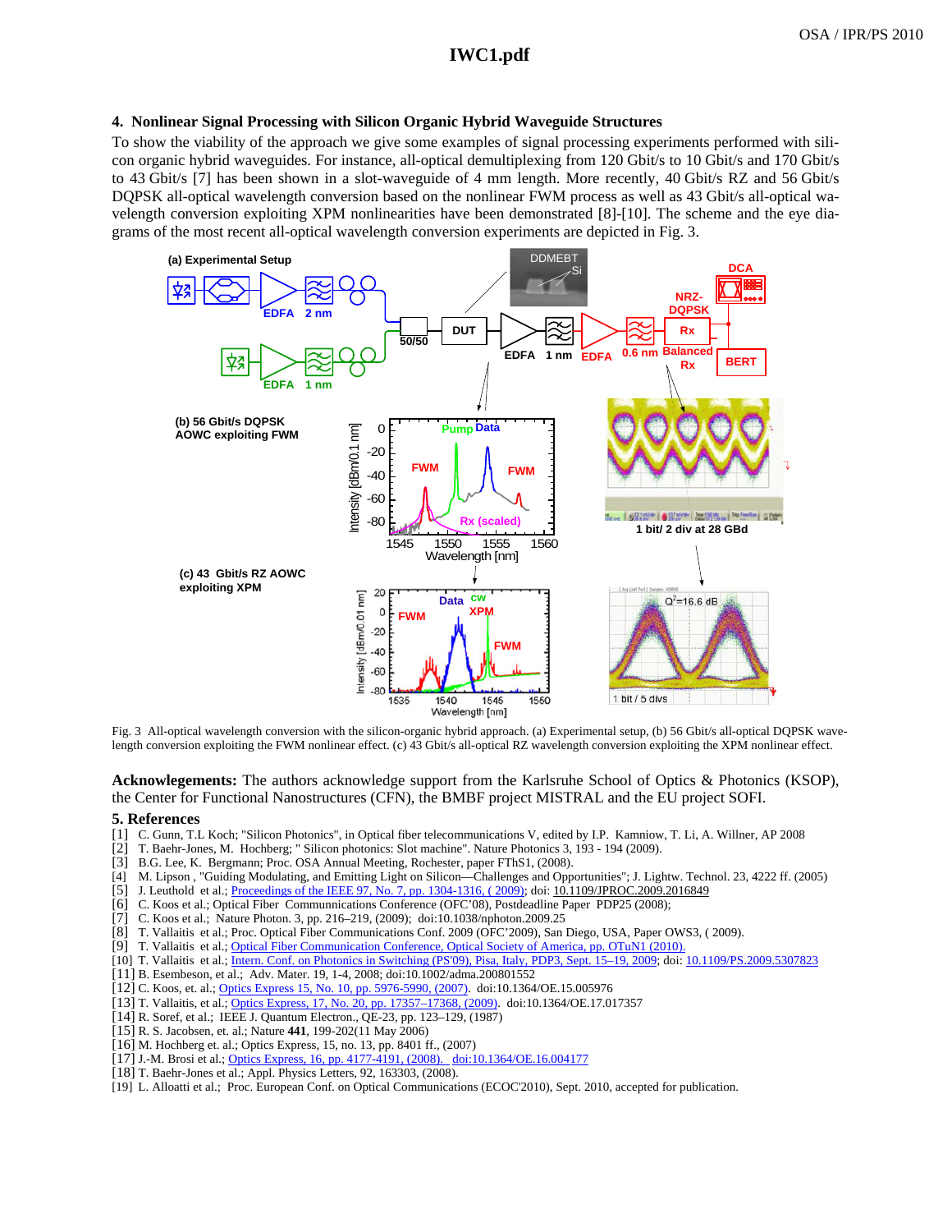## 4. Nonlinear Signal Processing with Silicon Organic Hybrid Waveguide Structures

To show the viability of the approach we give some examples of signal processing experiments performed with silicon organic hybrid waveguides. For instance, all-optical demultiplexing from 120 Gbit/s to 10 Gbit/s and 170 Gbit/s to 43 Gbit/s [7] has been shown in a slot-waveguide of 4 mm length. More recently, 40 Gbit/s RZ and 56 Gbit/s DQPSK all-optical wavelength conversion based on the nonlinear FWM process as well as 43 Gbit/s all-optical wavelength conversion exploiting XPM nonlinearities have been demonstrated [8]-[10]. The scheme and the eye diagrams of the most recent all-optical wavelength conversion experiments are depicted in Fig. 3.

(a) Experimental Setup

EDFA 2 nm

EDFA 1 nm

50/50

DUT

DDMEBT

Si

EDFA 1 nm EDFA 0.6 nm

NRZ-DQPSK Rx

Balanced Rx

DCA

BERT

(b) 56 Gbit/s DQPSK AOWC exploiting FWM

Intensity [dBm/0.1 nm]

0

-20

-40

-60

-80

Pump Data

FWM FWM

Rx (scaled)

1545 1550 1555 1560

Wavelength [nm]

1 bit/ 2 div at 28 GBd

(c) 43 Gbit/s RZ AOWC exploiting XPM

Intensity [dBm/0.01 nm]

20

0

-20

-40

-60

-80

Data CW

FWM XPM

FWM

1535 1540 1545 1550

Wavelength [nm]

$Q^2$=16.6 dB

1 bit / 5 divs

Fig. 3 All-optical wavelength conversion with the silicon-organic hybrid approach. (a) Experimental setup, (b) 56 Gbit/s all-optical DQPSK wavelength conversion exploiting the FWM nonlinear effect. (c) 43 Gbit/s all-optical RZ wavelength conversion exploiting the XPM nonlinear effect.

**Acknowlegements:** The authors acknowledge support from the Karlsruhe School of Optics & Photonics (KSOP), the Center for Functional Nanostructures (CFN), the BMBF project MISTRAL and the EU project SOFI.

## 5. References

[1] C. Gunn, T.L Koch; "Silicon Photonics", in Optical fiber telecommunications V, edited by I.P. Kamniow, T. Li, A. Willner, AP 2008
[2] T. Baehr-Jones, M. Hochberg; " Silicon photonics: Slot machine". Nature Photonics 3, 193 - 194 (2009).
[3] B.G. Lee, K. Bergmann; Proc. OSA Annual Meeting, Rochester, paper FThS1, (2008).
[4] M. Lipson , "Guiding Modulating, and Emitting Light on Silicon—Challenges and Opportunities"; J. Lightw. Technol. 23, 4222 ff. (2005)
[5] J. Leuthold et al.; Proceedings of the IEEE 97, No. 7, pp. 1304-1316, ( 2009); doi: 10.1109/JPROC.2009.2016849
[6] C. Koos et al.; Optical Fiber Communnications Conference (OFC'08), Postdeadline Paper PDP25 (2008);
[7] C. Koos et al.; Nature Photon. 3, pp. 216–219, (2009); doi:10.1038/nphoton.2009.25
[8] T. Vallaitis et al.; Proc. Optical Fiber Communications Conf. 2009 (OFC'2009), San Diego, USA, Paper OWS3, ( 2009).
[9] T. Vallaitis et al.; Optical Fiber Communication Conference, Optical Society of America, pp. OTuN1 (2010).
[10] T. Vallaitis et al.; Intern. Conf. on Photonics in Switching (PS'09), Pisa, Italy, PDP3, Sept. 15–19, 2009; doi: 10.1109/PS.2009.5307823
[11] B. Esembeson, et al.; Adv. Mater. 19, 1-4, 2008; doi:10.1002/adma.200801552
[12] C. Koos, et. al.; Optics Express 15, No. 10, pp. 5976-5990, (2007). doi:10.1364/OE.15.005976
[13] T. Vallaitis, et al.; Optics Express, 17, No. 20, pp. 17357–17368, (2009). doi:10.1364/OE.17.017357
[14] R. Soref, et al.; IEEE J. Quantum Electron., QE-23, pp. 123–129, (1987)
[15] R. S. Jacobsen, et. al.; Nature **441**, 199-202(11 May 2006)
[16] M. Hochberg et. al.; Optics Express, 15, no. 13, pp. 8401 ff., (2007)
[17] J.-M. Brosi et al.; Optics Express, 16, pp. 4177-4191, (2008). doi:10.1364/OE.16.004177
[18] T. Baehr-Jones et al.; Appl. Physics Letters, 92, 163303, (2008).
[19] L. Alloatti et al.; Proc. European Conf. on Optical Communications (ECOC'2010), Sept. 2010, accepted for publication.